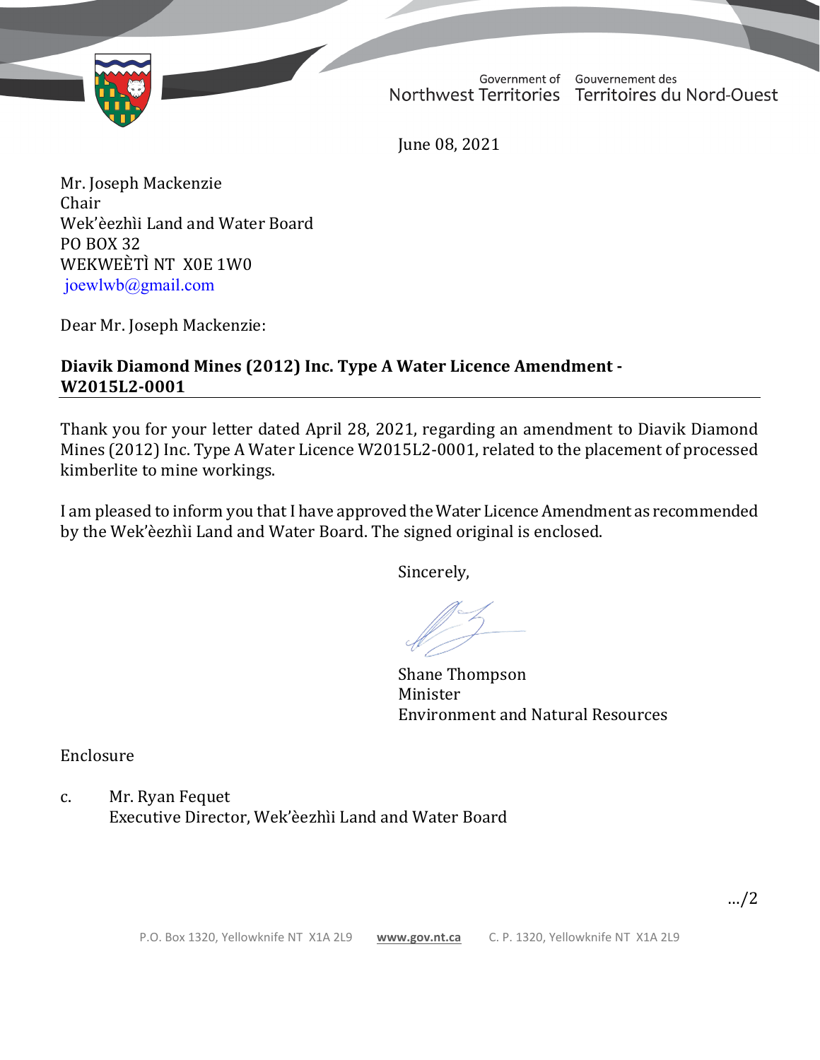Government of Northwest Territories | Gouvernement des Territoires du Nord-Ouest

June 08, 2021

Mr. Joseph Mackenzie
Chair
Wek'èezhìi Land and Water Board
PO BOX 32
WEKWEÈTÌ NT X0E 1W0
joewlwb@gmail.com

Dear Mr. Joseph Mackenzie:

**Diavik Diamond Mines (2012) Inc. Type A Water Licence Amendment - W2015L2-0001**

Thank you for your letter dated April 28, 2021, regarding an amendment to Diavik Diamond Mines (2012) Inc. Type A Water Licence W2015L2-0001, related to the placement of processed kimberlite to mine workings.

I am pleased to inform you that I have approved the Water Licence Amendment as recommended by the Wek'èezhìi Land and Water Board. The signed original is enclosed.

Sincerely,

Shane Thompson
Minister
Environment and Natural Resources

Enclosure

c. Mr. Ryan Fequet
Executive Director, Wek'èezhìi Land and Water Board

…/2

P.O. Box 1320, Yellowknife NT X1A 2L9 www.gov.nt.ca C. P. 1320, Yellowknife NT X1A 2L9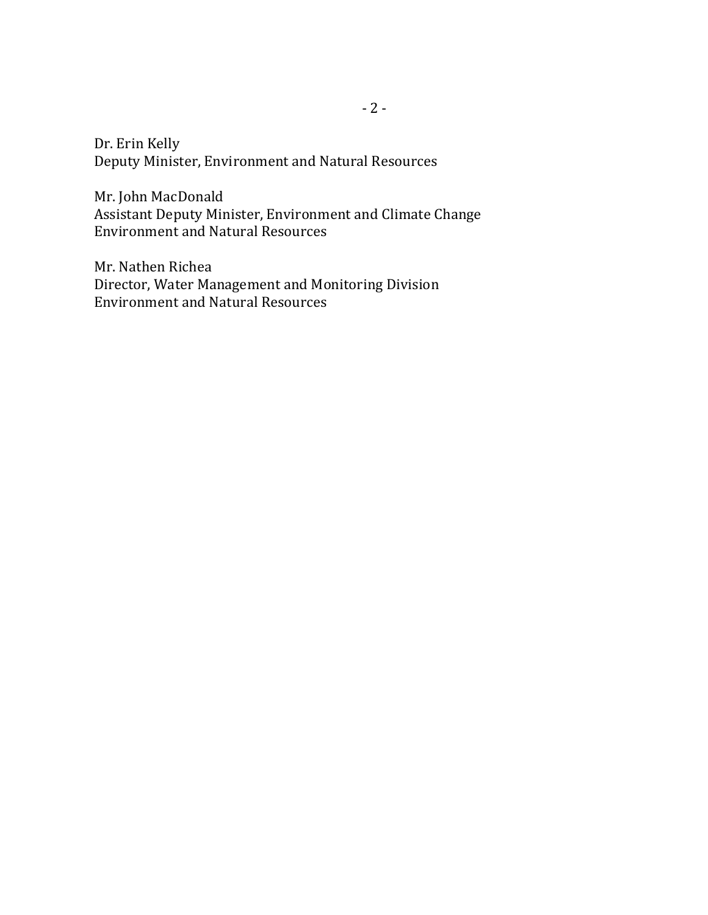Dr. Erin Kelly
Deputy Minister, Environment and Natural Resources

Mr. John MacDonald
Assistant Deputy Minister, Environment and Climate Change
Environment and Natural Resources

Mr. Nathen Richea
Director, Water Management and Monitoring Division
Environment and Natural Resources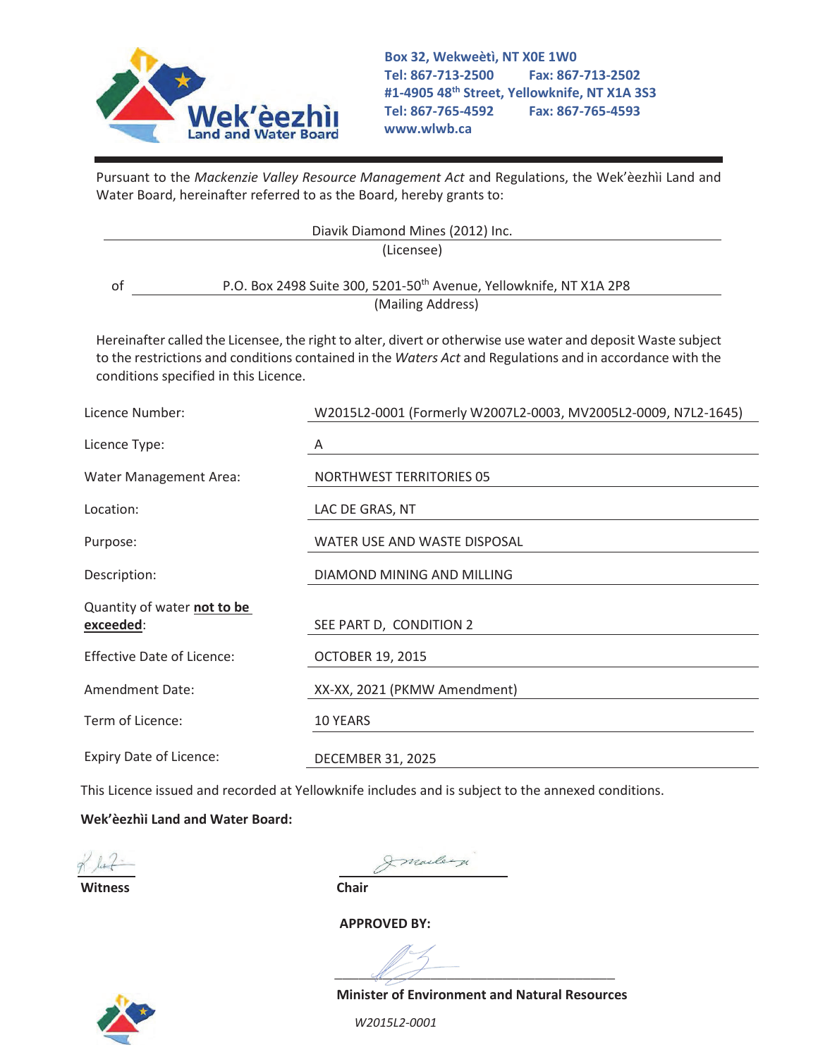Box 32, Wekweètì, NT X0E 1W0
Tel: 867-713-2500 Fax: 867-713-2502
#1-4905 48th Street, Yellowknife, NT X1A 3S3
Tel: 867-765-4592 Fax: 867-765-4593
www.wlwb.ca

Pursuant to the *Mackenzie Valley Resource Management Act* and Regulations, the Wek'èezhìi Land and Water Board, hereinafter referred to as the Board, hereby grants to:

Diavik Diamond Mines (2012) Inc.
(Licensee)

of P.O. Box 2498 Suite 300, 5201-50th Avenue, Yellowknife, NT X1A 2P8
(Mailing Address)

Hereinafter called the Licensee, the right to alter, divert or otherwise use water and deposit Waste subject to the restrictions and conditions contained in the *Waters Act* and Regulations and in accordance with the conditions specified in this Licence.

| | |
|---|---|
| Licence Number: | W2015L2-0001 (Formerly W2007L2-0003, MV2005L2-0009, N7L2-1645) |
| Licence Type: | A |
| Water Management Area: | NORTHWEST TERRITORIES 05 |
| Location: | LAC DE GRAS, NT |
| Purpose: | WATER USE AND WASTE DISPOSAL |
| Description: | DIAMOND MINING AND MILLING |
| Quantity of water **not to be exceeded**: | SEE PART D, CONDITION 2 |
| Effective Date of Licence: | OCTOBER 19, 2015 |
| Amendment Date: | XX-XX, 2021 (PKMW Amendment) |
| Term of Licence: | 10 YEARS |
| Expiry Date of Licence: | DECEMBER 31, 2025 |

This Licence issued and recorded at Yellowknife includes and is subject to the annexed conditions.

**Wek'èezhìi Land and Water Board:**

**Witness**

**Chair**

**APPROVED BY:**

**Minister of Environment and Natural Resources**

*W2015L2-0001*